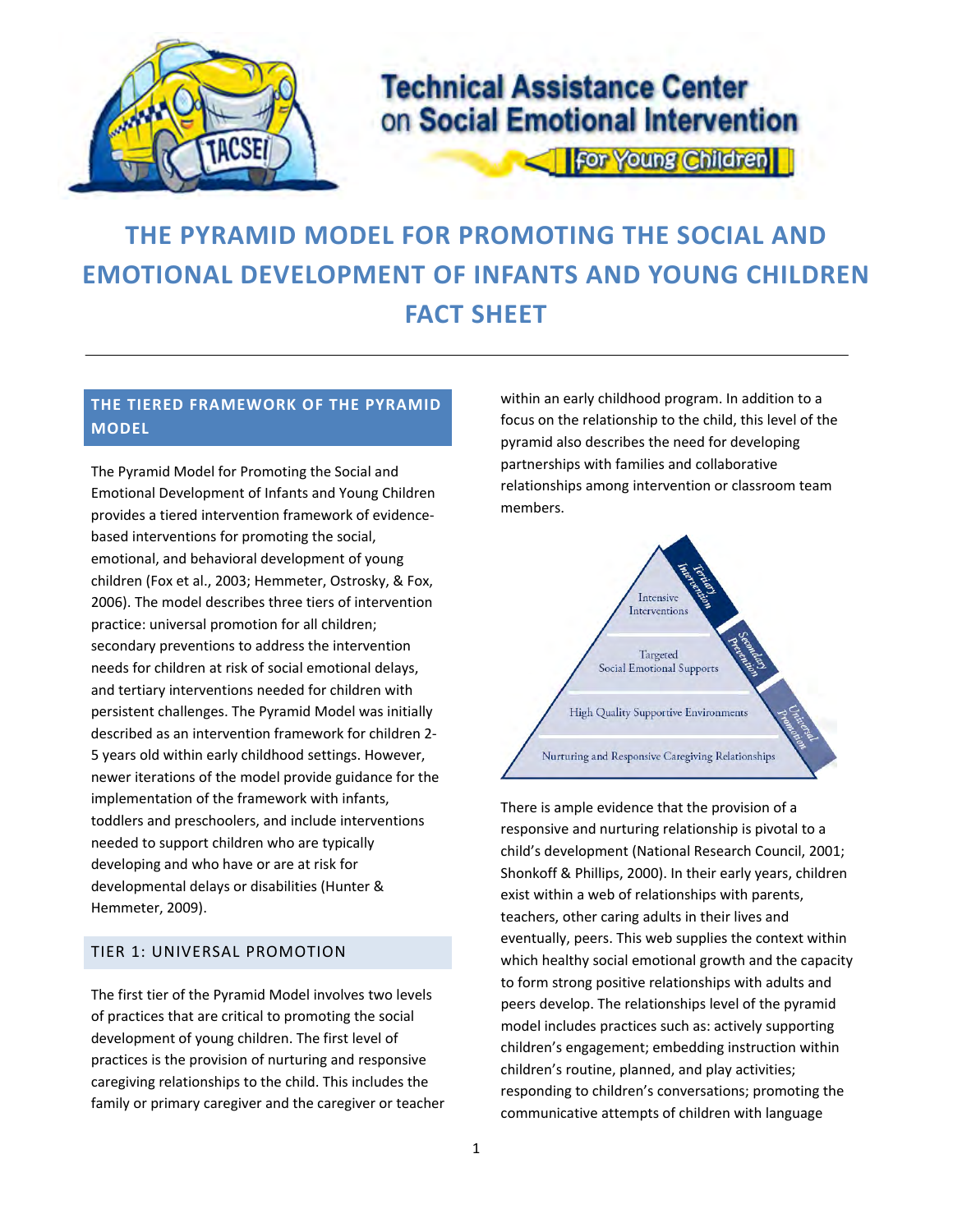Technical Assistance Center on Social Emotional Intervention for Young Children

# THE PYRAMID MODEL FOR PROMOTING THE SOCIAL AND EMOTIONAL DEVELOPMENT OF INFANTS AND YOUNG CHILDREN FACT SHEET

## THE TIERED FRAMEWORK OF THE PYRAMID MODEL

The Pyramid Model for Promoting the Social and Emotional Development of Infants and Young Children provides a tiered intervention framework of evidence-based interventions for promoting the social, emotional, and behavioral development of young children (Fox et al., 2003; Hemmeter, Ostrosky, & Fox, 2006). The model describes three tiers of intervention practice: universal promotion for all children; secondary preventions to address the intervention needs for children at risk of social emotional delays, and tertiary interventions needed for children with persistent challenges. The Pyramid Model was initially described as an intervention framework for children 2-5 years old within early childhood settings. However, newer iterations of the model provide guidance for the implementation of the framework with infants, toddlers and preschoolers, and include interventions needed to support children who are typically developing and who have or are at risk for developmental delays or disabilities (Hunter & Hemmeter, 2009).

## TIER 1: UNIVERSAL PROMOTION

The first tier of the Pyramid Model involves two levels of practices that are critical to promoting the social development of young children. The first level of practices is the provision of nurturing and responsive caregiving relationships to the child. This includes the family or primary caregiver and the caregiver or teacher within an early childhood program. In addition to a focus on the relationship to the child, this level of the pyramid also describes the need for developing partnerships with families and collaborative relationships among intervention or classroom team members.

Intensive Interventions — Tertiary Intervention
Targeted Social Emotional Supports — Secondary Prevention
High Quality Supportive Environments — Universal Promotion
Nurturing and Responsive Caregiving Relationships

There is ample evidence that the provision of a responsive and nurturing relationship is pivotal to a child's development (National Research Council, 2001; Shonkoff & Phillips, 2000). In their early years, children exist within a web of relationships with parents, teachers, other caring adults in their lives and eventually, peers. This web supplies the context within which healthy social emotional growth and the capacity to form strong positive relationships with adults and peers develop. The relationships level of the pyramid model includes practices such as: actively supporting children's engagement; embedding instruction within children's routine, planned, and play activities; responding to children's conversations; promoting the communicative attempts of children with language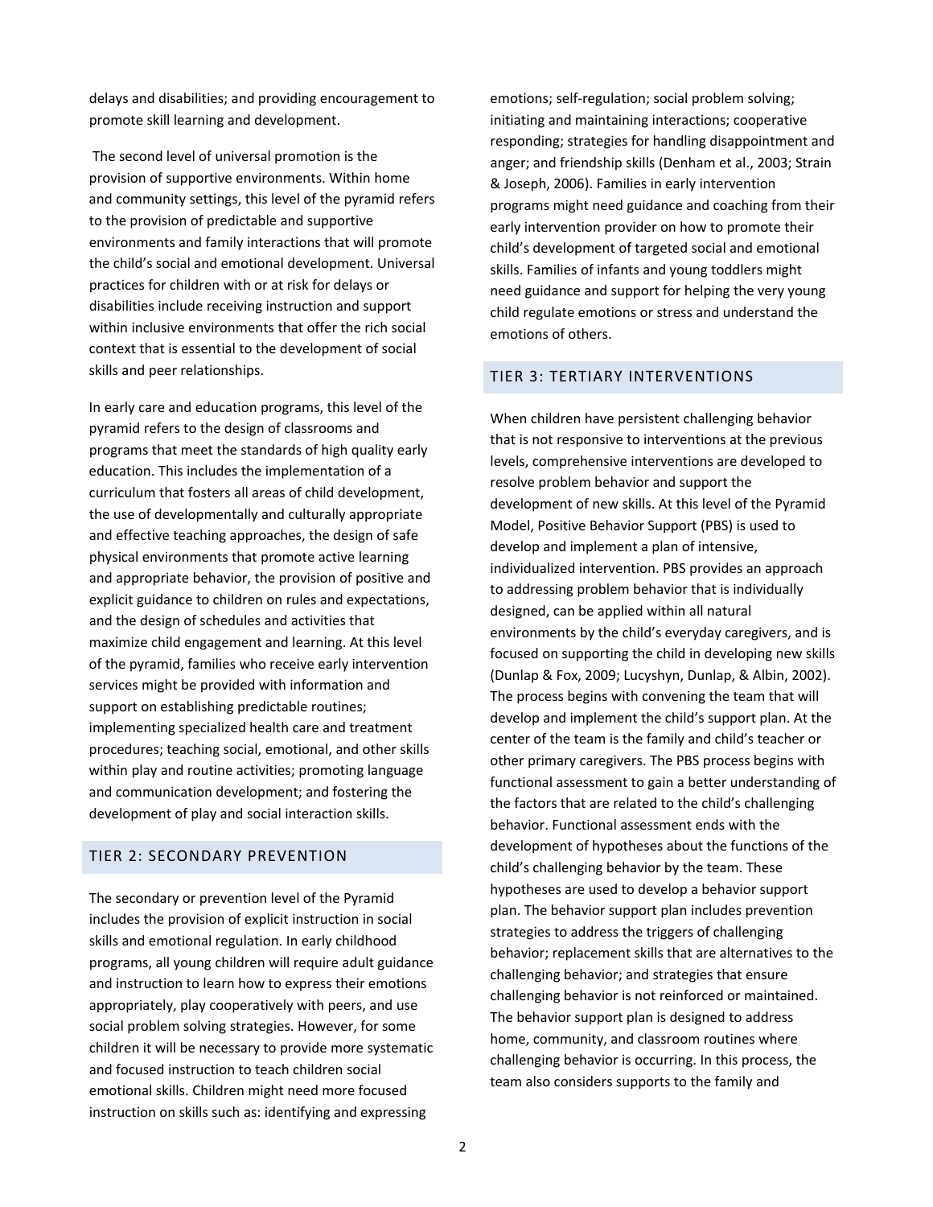delays and disabilities; and providing encouragement to promote skill learning and development.

The second level of universal promotion is the provision of supportive environments. Within home and community settings, this level of the pyramid refers to the provision of predictable and supportive environments and family interactions that will promote the child's social and emotional development. Universal practices for children with or at risk for delays or disabilities include receiving instruction and support within inclusive environments that offer the rich social context that is essential to the development of social skills and peer relationships.

In early care and education programs, this level of the pyramid refers to the design of classrooms and programs that meet the standards of high quality early education. This includes the implementation of a curriculum that fosters all areas of child development, the use of developmentally and culturally appropriate and effective teaching approaches, the design of safe physical environments that promote active learning and appropriate behavior, the provision of positive and explicit guidance to children on rules and expectations, and the design of schedules and activities that maximize child engagement and learning. At this level of the pyramid, families who receive early intervention services might be provided with information and support on establishing predictable routines; implementing specialized health care and treatment procedures; teaching social, emotional, and other skills within play and routine activities; promoting language and communication development; and fostering the development of play and social interaction skills.

## TIER 2: SECONDARY PREVENTION

The secondary or prevention level of the Pyramid includes the provision of explicit instruction in social skills and emotional regulation. In early childhood programs, all young children will require adult guidance and instruction to learn how to express their emotions appropriately, play cooperatively with peers, and use social problem solving strategies. However, for some children it will be necessary to provide more systematic and focused instruction to teach children social emotional skills. Children might need more focused instruction on skills such as: identifying and expressing emotions; self-regulation; social problem solving; initiating and maintaining interactions; cooperative responding; strategies for handling disappointment and anger; and friendship skills (Denham et al., 2003; Strain & Joseph, 2006). Families in early intervention programs might need guidance and coaching from their early intervention provider on how to promote their child's development of targeted social and emotional skills. Families of infants and young toddlers might need guidance and support for helping the very young child regulate emotions or stress and understand the emotions of others.

## TIER 3: TERTIARY INTERVENTIONS

When children have persistent challenging behavior that is not responsive to interventions at the previous levels, comprehensive interventions are developed to resolve problem behavior and support the development of new skills. At this level of the Pyramid Model, Positive Behavior Support (PBS) is used to develop and implement a plan of intensive, individualized intervention. PBS provides an approach to addressing problem behavior that is individually designed, can be applied within all natural environments by the child's everyday caregivers, and is focused on supporting the child in developing new skills (Dunlap & Fox, 2009; Lucyshyn, Dunlap, & Albin, 2002). The process begins with convening the team that will develop and implement the child's support plan. At the center of the team is the family and child's teacher or other primary caregivers. The PBS process begins with functional assessment to gain a better understanding of the factors that are related to the child's challenging behavior. Functional assessment ends with the development of hypotheses about the functions of the child's challenging behavior by the team. These hypotheses are used to develop a behavior support plan. The behavior support plan includes prevention strategies to address the triggers of challenging behavior; replacement skills that are alternatives to the challenging behavior; and strategies that ensure challenging behavior is not reinforced or maintained. The behavior support plan is designed to address home, community, and classroom routines where challenging behavior is occurring. In this process, the team also considers supports to the family and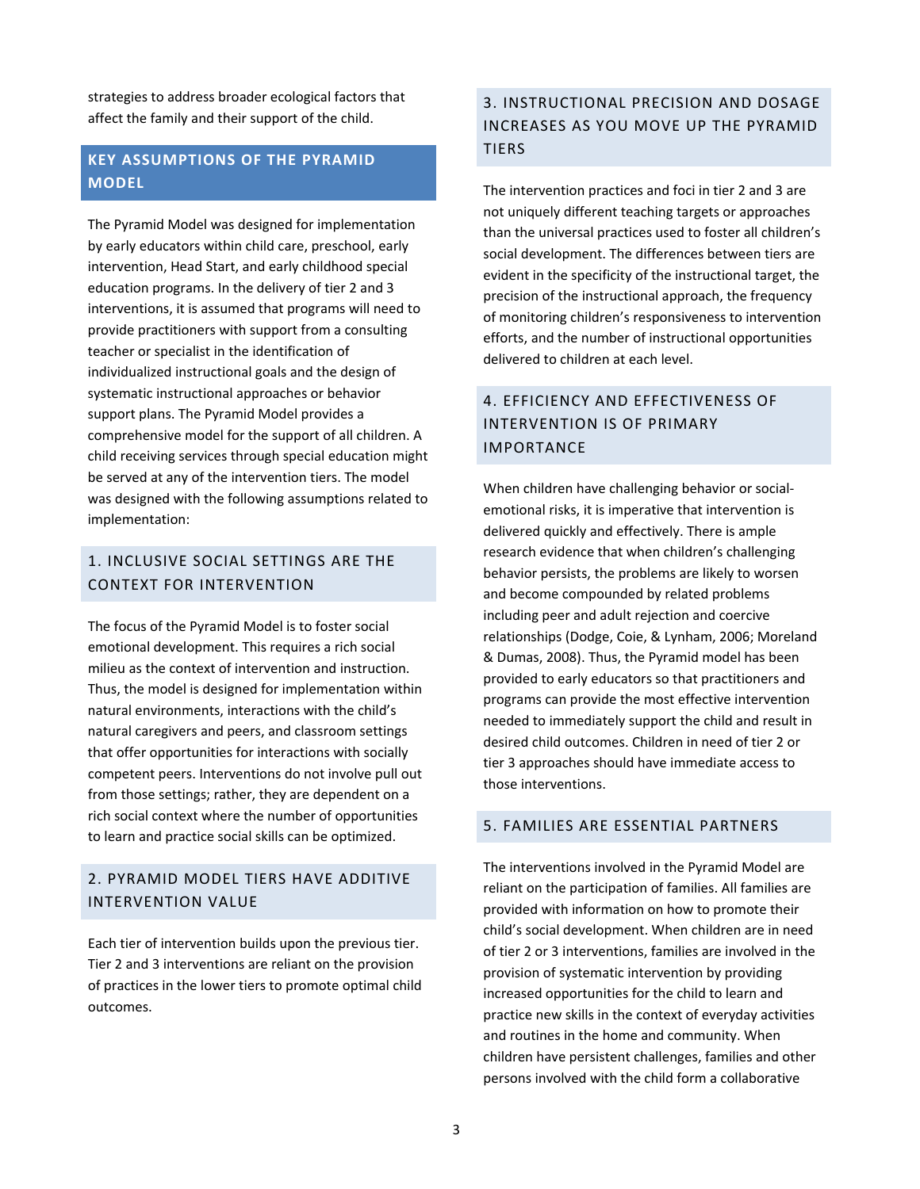strategies to address broader ecological factors that affect the family and their support of the child.

## KEY ASSUMPTIONS OF THE PYRAMID MODEL

The Pyramid Model was designed for implementation by early educators within child care, preschool, early intervention, Head Start, and early childhood special education programs. In the delivery of tier 2 and 3 interventions, it is assumed that programs will need to provide practitioners with support from a consulting teacher or specialist in the identification of individualized instructional goals and the design of systematic instructional approaches or behavior support plans. The Pyramid Model provides a comprehensive model for the support of all children. A child receiving services through special education might be served at any of the intervention tiers. The model was designed with the following assumptions related to implementation:

### 1. INCLUSIVE SOCIAL SETTINGS ARE THE CONTEXT FOR INTERVENTION

The focus of the Pyramid Model is to foster social emotional development. This requires a rich social milieu as the context of intervention and instruction. Thus, the model is designed for implementation within natural environments, interactions with the child's natural caregivers and peers, and classroom settings that offer opportunities for interactions with socially competent peers. Interventions do not involve pull out from those settings; rather, they are dependent on a rich social context where the number of opportunities to learn and practice social skills can be optimized.

### 2. PYRAMID MODEL TIERS HAVE ADDITIVE INTERVENTION VALUE

Each tier of intervention builds upon the previous tier. Tier 2 and 3 interventions are reliant on the provision of practices in the lower tiers to promote optimal child outcomes.

### 3. INSTRUCTIONAL PRECISION AND DOSAGE INCREASES AS YOU MOVE UP THE PYRAMID TIERS

The intervention practices and foci in tier 2 and 3 are not uniquely different teaching targets or approaches than the universal practices used to foster all children's social development. The differences between tiers are evident in the specificity of the instructional target, the precision of the instructional approach, the frequency of monitoring children's responsiveness to intervention efforts, and the number of instructional opportunities delivered to children at each level.

### 4. EFFICIENCY AND EFFECTIVENESS OF INTERVENTION IS OF PRIMARY IMPORTANCE

When children have challenging behavior or social-emotional risks, it is imperative that intervention is delivered quickly and effectively. There is ample research evidence that when children's challenging behavior persists, the problems are likely to worsen and become compounded by related problems including peer and adult rejection and coercive relationships (Dodge, Coie, & Lynham, 2006; Moreland & Dumas, 2008). Thus, the Pyramid model has been provided to early educators so that practitioners and programs can provide the most effective intervention needed to immediately support the child and result in desired child outcomes. Children in need of tier 2 or tier 3 approaches should have immediate access to those interventions.

### 5. FAMILIES ARE ESSENTIAL PARTNERS

The interventions involved in the Pyramid Model are reliant on the participation of families. All families are provided with information on how to promote their child's social development. When children are in need of tier 2 or 3 interventions, families are involved in the provision of systematic intervention by providing increased opportunities for the child to learn and practice new skills in the context of everyday activities and routines in the home and community. When children have persistent challenges, families and other persons involved with the child form a collaborative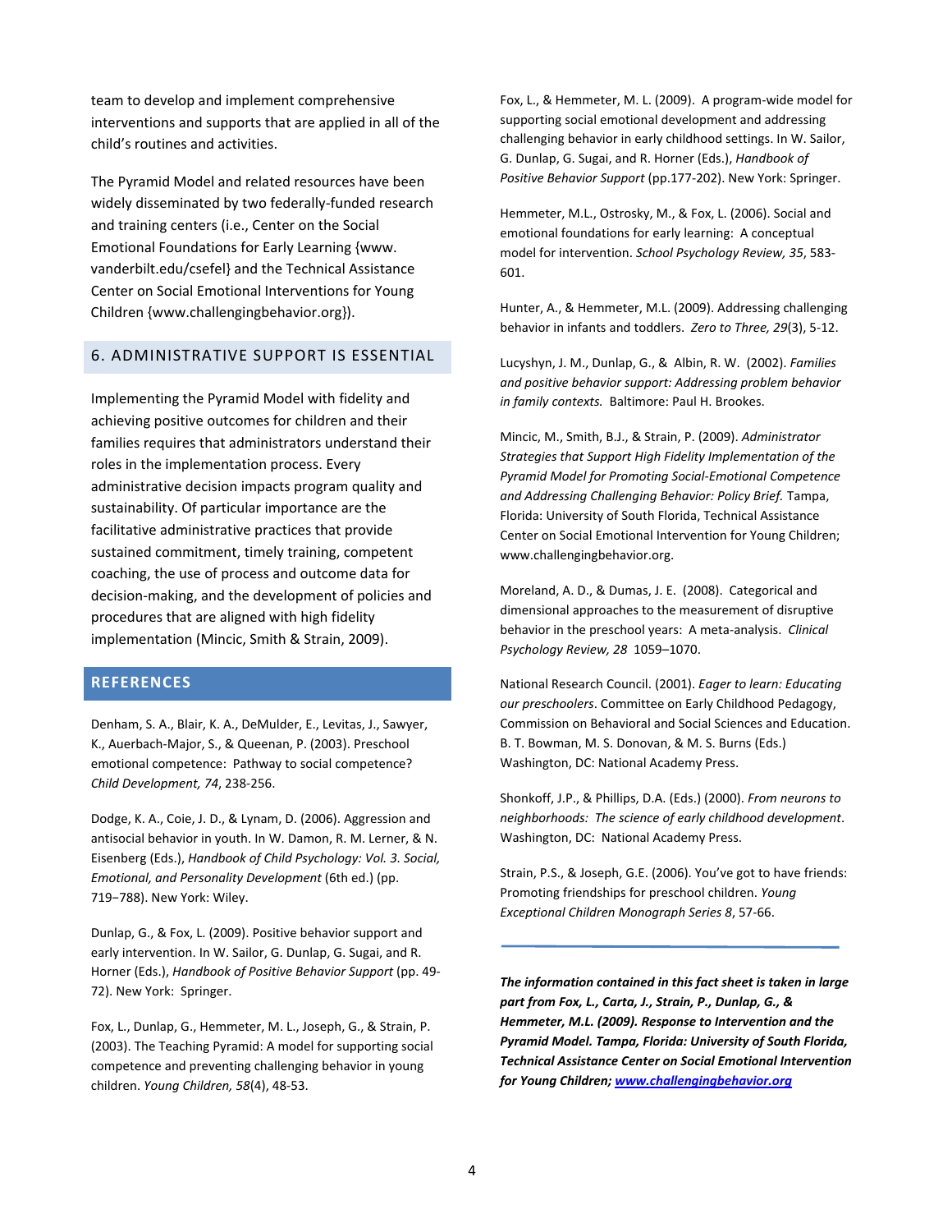team to develop and implement comprehensive interventions and supports that are applied in all of the child's routines and activities.

The Pyramid Model and related resources have been widely disseminated by two federally-funded research and training centers (i.e., Center on the Social Emotional Foundations for Early Learning {www.vanderbilt.edu/csefel} and the Technical Assistance Center on Social Emotional Interventions for Young Children {www.challengingbehavior.org}).

## 6. ADMINISTRATIVE SUPPORT IS ESSENTIAL

Implementing the Pyramid Model with fidelity and achieving positive outcomes for children and their families requires that administrators understand their roles in the implementation process. Every administrative decision impacts program quality and sustainability. Of particular importance are the facilitative administrative practices that provide sustained commitment, timely training, competent coaching, the use of process and outcome data for decision-making, and the development of policies and procedures that are aligned with high fidelity implementation (Mincic, Smith & Strain, 2009).

## REFERENCES

Denham, S. A., Blair, K. A., DeMulder, E., Levitas, J., Sawyer, K., Auerbach-Major, S., & Queenan, P. (2003). Preschool emotional competence: Pathway to social competence? *Child Development, 74*, 238-256.

Dodge, K. A., Coie, J. D., & Lynam, D. (2006). Aggression and antisocial behavior in youth. In W. Damon, R. M. Lerner, & N. Eisenberg (Eds.), *Handbook of Child Psychology: Vol. 3. Social, Emotional, and Personality Development* (6th ed.) (pp. 719–788). New York: Wiley.

Dunlap, G., & Fox, L. (2009). Positive behavior support and early intervention. In W. Sailor, G. Dunlap, G. Sugai, and R. Horner (Eds.), *Handbook of Positive Behavior Support* (pp. 49-72). New York: Springer.

Fox, L., Dunlap, G., Hemmeter, M. L., Joseph, G., & Strain, P. (2003). The Teaching Pyramid: A model for supporting social competence and preventing challenging behavior in young children. *Young Children, 58*(4), 48-53.

Fox, L., & Hemmeter, M. L. (2009). A program-wide model for supporting social emotional development and addressing challenging behavior in early childhood settings. In W. Sailor, G. Dunlap, G. Sugai, and R. Horner (Eds.), *Handbook of Positive Behavior Support* (pp.177-202). New York: Springer.

Hemmeter, M.L., Ostrosky, M., & Fox, L. (2006). Social and emotional foundations for early learning: A conceptual model for intervention. *School Psychology Review, 35*, 583-601.

Hunter, A., & Hemmeter, M.L. (2009). Addressing challenging behavior in infants and toddlers. *Zero to Three, 29*(3), 5-12.

Lucyshyn, J. M., Dunlap, G., & Albin, R. W. (2002). *Families and positive behavior support: Addressing problem behavior in family contexts.* Baltimore: Paul H. Brookes.

Mincic, M., Smith, B.J., & Strain, P. (2009). *Administrator Strategies that Support High Fidelity Implementation of the Pyramid Model for Promoting Social-Emotional Competence and Addressing Challenging Behavior: Policy Brief.* Tampa, Florida: University of South Florida, Technical Assistance Center on Social Emotional Intervention for Young Children; www.challengingbehavior.org.

Moreland, A. D., & Dumas, J. E. (2008). Categorical and dimensional approaches to the measurement of disruptive behavior in the preschool years: A meta-analysis. *Clinical Psychology Review, 28* 1059–1070.

National Research Council. (2001). *Eager to learn: Educating our preschoolers*. Committee on Early Childhood Pedagogy, Commission on Behavioral and Social Sciences and Education. B. T. Bowman, M. S. Donovan, & M. S. Burns (Eds.) Washington, DC: National Academy Press.

Shonkoff, J.P., & Phillips, D.A. (Eds.) (2000). *From neurons to neighborhoods: The science of early childhood development*. Washington, DC: National Academy Press.

Strain, P.S., & Joseph, G.E. (2006). You've got to have friends: Promoting friendships for preschool children. *Young Exceptional Children Monograph Series 8*, 57-66.

---

***The information contained in this fact sheet is taken in large part from Fox, L., Carta, J., Strain, P., Dunlap, G., & Hemmeter, M.L. (2009). Response to Intervention and the Pyramid Model. Tampa, Florida: University of South Florida, Technical Assistance Center on Social Emotional Intervention for Young Children; [www.challengingbehavior.org](http://www.challengingbehavior.org)***